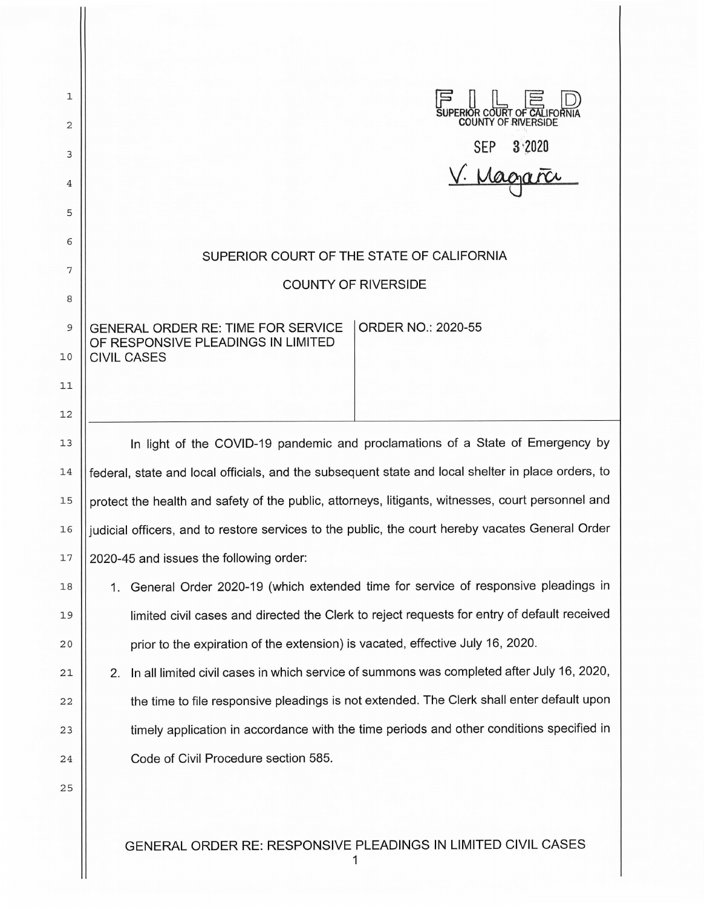FILED
SUPERIOR COURT OF CALIFORNIA
COUNTY OF RIVERSIDE

SEP 3 2020

V. Magaña

# SUPERIOR COURT OF THE STATE OF CALIFORNIA

## COUNTY OF RIVERSIDE

| GENERAL ORDER RE: TIME FOR SERVICE OF RESPONSIVE PLEADINGS IN LIMITED CIVIL CASES | ORDER NO.: 2020-55 |
| --- | --- |

In light of the COVID-19 pandemic and proclamations of a State of Emergency by federal, state and local officials, and the subsequent state and local shelter in place orders, to protect the health and safety of the public, attorneys, litigants, witnesses, court personnel and judicial officers, and to restore services to the public, the court hereby vacates General Order 2020-45 and issues the following order:

1. General Order 2020-19 (which extended time for service of responsive pleadings in limited civil cases and directed the Clerk to reject requests for entry of default received prior to the expiration of the extension) is vacated, effective July 16, 2020.
2. In all limited civil cases in which service of summons was completed after July 16, 2020, the time to file responsive pleadings is not extended. The Clerk shall enter default upon timely application in accordance with the time periods and other conditions specified in Code of Civil Procedure section 585.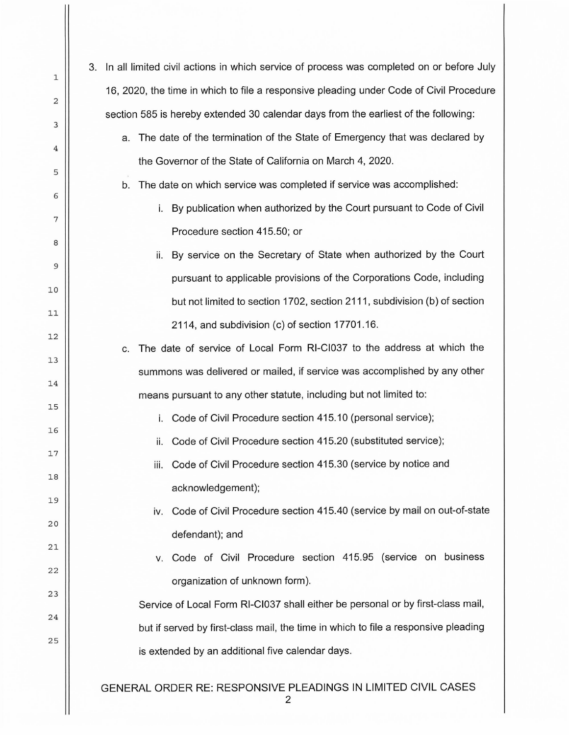3. In all limited civil actions in which service of process was completed on or before July 16, 2020, the time in which to file a responsive pleading under Code of Civil Procedure section 585 is hereby extended 30 calendar days from the earliest of the following:

   a. The date of the termination of the State of Emergency that was declared by the Governor of the State of California on March 4, 2020.

   b. The date on which service was completed if service was accomplished:

      i. By publication when authorized by the Court pursuant to Code of Civil Procedure section 415.50; or

      ii. By service on the Secretary of State when authorized by the Court pursuant to applicable provisions of the Corporations Code, including but not limited to section 1702, section 2111, subdivision (b) of section 2114, and subdivision (c) of section 17701.16.

   c. The date of service of Local Form RI-CI037 to the address at which the summons was delivered or mailed, if service was accomplished by any other means pursuant to any other statute, including but not limited to:

      i. Code of Civil Procedure section 415.10 (personal service);

      ii. Code of Civil Procedure section 415.20 (substituted service);

      iii. Code of Civil Procedure section 415.30 (service by notice and acknowledgement);

      iv. Code of Civil Procedure section 415.40 (service by mail on out-of-state defendant); and

      v. Code of Civil Procedure section 415.95 (service on business organization of unknown form).

   Service of Local Form RI-CI037 shall either be personal or by first-class mail, but if served by first-class mail, the time in which to file a responsive pleading is extended by an additional five calendar days.

GENERAL ORDER RE: RESPONSIVE PLEADINGS IN LIMITED CIVIL CASES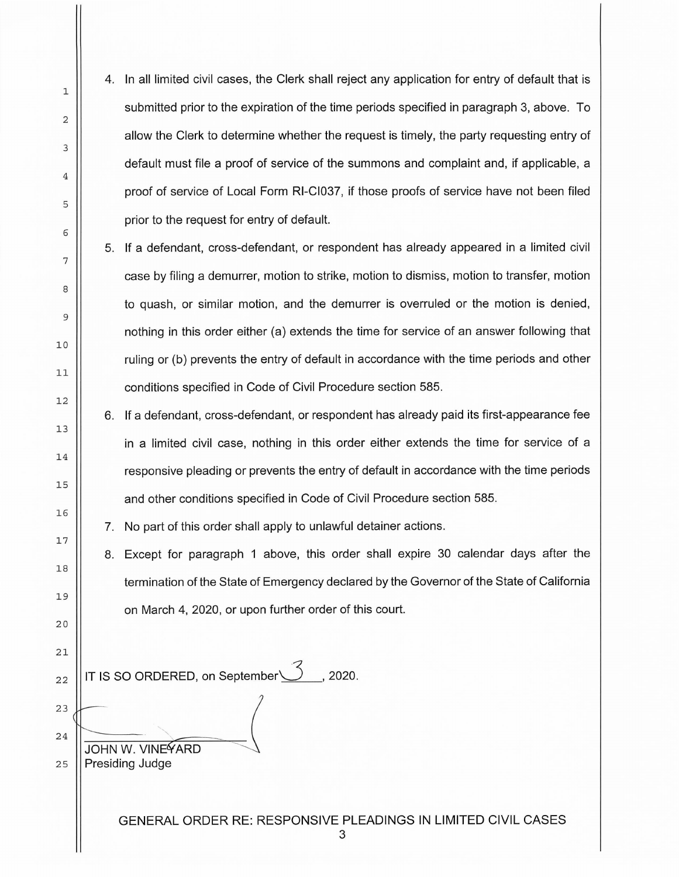4. In all limited civil cases, the Clerk shall reject any application for entry of default that is submitted prior to the expiration of the time periods specified in paragraph 3, above. To allow the Clerk to determine whether the request is timely, the party requesting entry of default must file a proof of service of the summons and complaint and, if applicable, a proof of service of Local Form RI-CI037, if those proofs of service have not been filed prior to the request for entry of default.
5. If a defendant, cross-defendant, or respondent has already appeared in a limited civil case by filing a demurrer, motion to strike, motion to dismiss, motion to transfer, motion to quash, or similar motion, and the demurrer is overruled or the motion is denied, nothing in this order either (a) extends the time for service of an answer following that ruling or (b) prevents the entry of default in accordance with the time periods and other conditions specified in Code of Civil Procedure section 585.
6. If a defendant, cross-defendant, or respondent has already paid its first-appearance fee in a limited civil case, nothing in this order either extends the time for service of a responsive pleading or prevents the entry of default in accordance with the time periods and other conditions specified in Code of Civil Procedure section 585.
7. No part of this order shall apply to unlawful detainer actions.
8. Except for paragraph 1 above, this order shall expire 30 calendar days after the termination of the State of Emergency declared by the Governor of the State of California on March 4, 2020, or upon further order of this court.

IT IS SO ORDERED, on September 3, 2020.

JOHN W. VINEYARD
Presiding Judge

GENERAL ORDER RE: RESPONSIVE PLEADINGS IN LIMITED CIVIL CASES